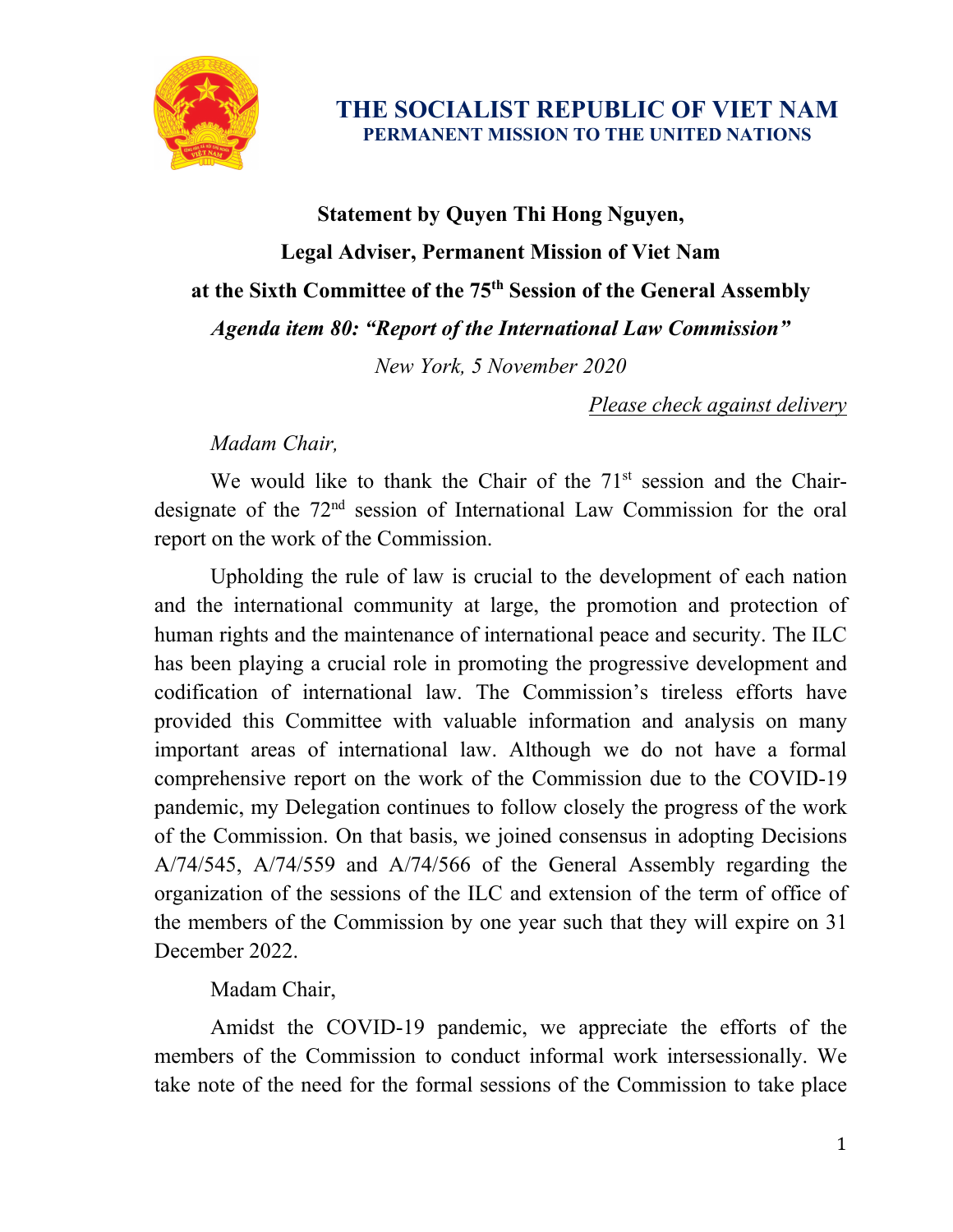# THE SOCIALIST REPUBLIC OF VIET NAM
## PERMANENT MISSION TO THE UNITED NATIONS

**Statement by Quyen Thi Hong Nguyen,**

**Legal Adviser, Permanent Mission of Viet Nam**

**at the Sixth Committee of the 75th Session of the General Assembly**

***Agenda item 80: "Report of the International Law Commission"***

*New York, 5 November 2020*

*Please check against delivery*

*Madam Chair,*

We would like to thank the Chair of the 71st session and the Chair-designate of the 72nd session of International Law Commission for the oral report on the work of the Commission.

Upholding the rule of law is crucial to the development of each nation and the international community at large, the promotion and protection of human rights and the maintenance of international peace and security. The ILC has been playing a crucial role in promoting the progressive development and codification of international law. The Commission's tireless efforts have provided this Committee with valuable information and analysis on many important areas of international law. Although we do not have a formal comprehensive report on the work of the Commission due to the COVID-19 pandemic, my Delegation continues to follow closely the progress of the work of the Commission. On that basis, we joined consensus in adopting Decisions A/74/545, A/74/559 and A/74/566 of the General Assembly regarding the organization of the sessions of the ILC and extension of the term of office of the members of the Commission by one year such that they will expire on 31 December 2022.

Madam Chair,

Amidst the COVID-19 pandemic, we appreciate the efforts of the members of the Commission to conduct informal work intersessionally. We take note of the need for the formal sessions of the Commission to take place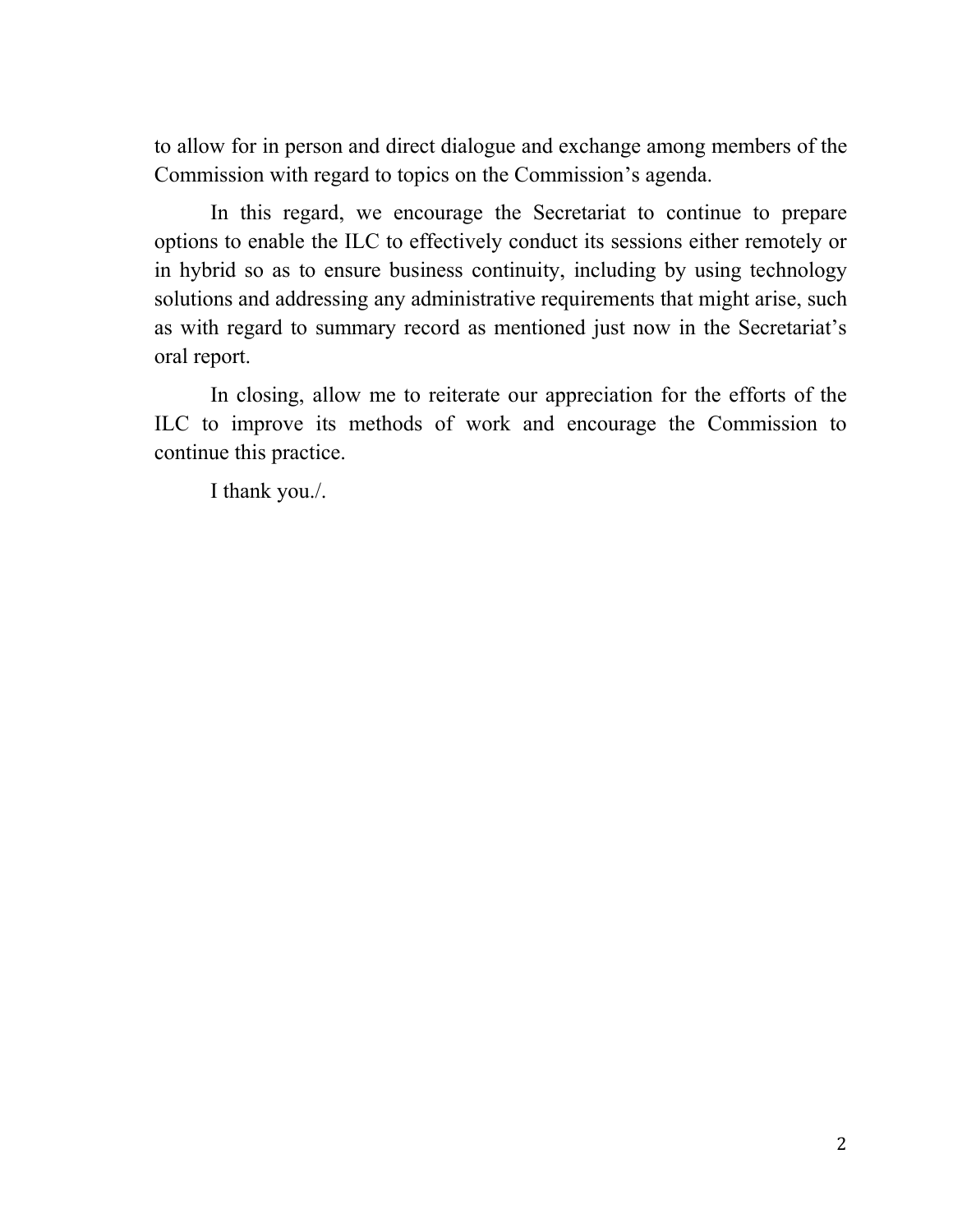to allow for in person and direct dialogue and exchange among members of the Commission with regard to topics on the Commission's agenda.

In this regard, we encourage the Secretariat to continue to prepare options to enable the ILC to effectively conduct its sessions either remotely or in hybrid so as to ensure business continuity, including by using technology solutions and addressing any administrative requirements that might arise, such as with regard to summary record as mentioned just now in the Secretariat's oral report.

In closing, allow me to reiterate our appreciation for the efforts of the ILC to improve its methods of work and encourage the Commission to continue this practice.

I thank you./.